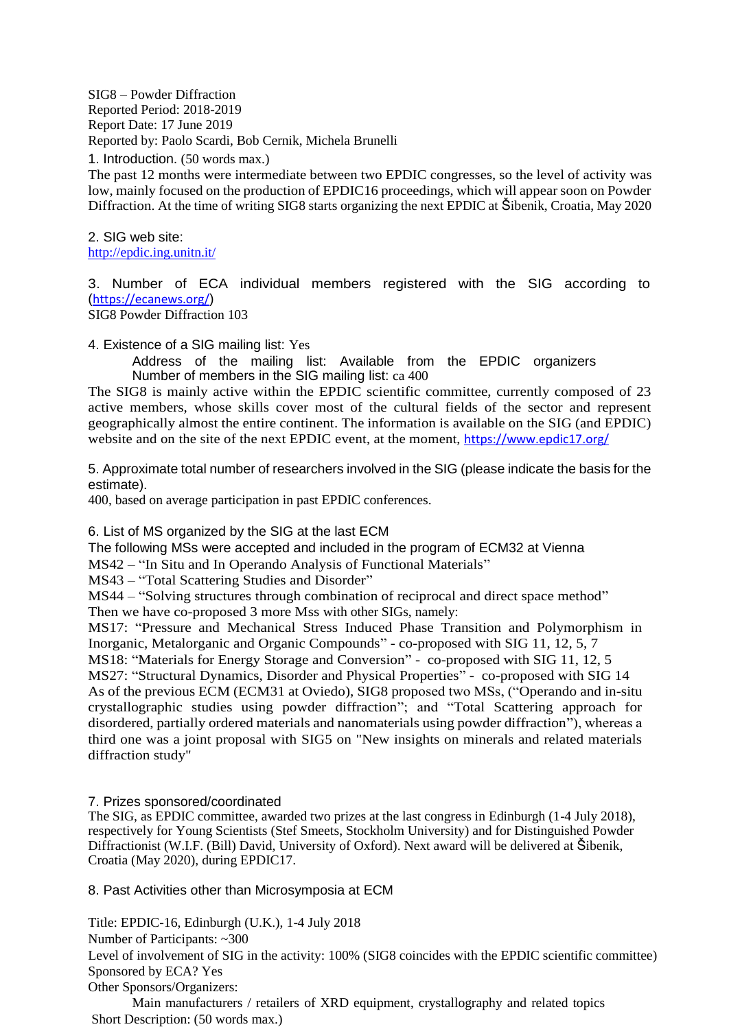SIG8 – Powder Diffraction
Reported Period: 2018-2019
Report Date: 17 June 2019
Reported by: Paolo Scardi, Bob Cernik, Michela Brunelli

1. Introduction. (50 words max.)

The past 12 months were intermediate between two EPDIC congresses, so the level of activity was low, mainly focused on the production of EPDIC16 proceedings, which will appear soon on Powder Diffraction. At the time of writing SIG8 starts organizing the next EPDIC at Šibenik, Croatia, May 2020

2. SIG web site:

http://epdic.ing.unitn.it/

3. Number of ECA individual members registered with the SIG according to (https://ecanews.org/)

SIG8 Powder Diffraction 103

4. Existence of a SIG mailing list: Yes

Address of the mailing list: Available from the EPDIC organizers
Number of members in the SIG mailing list: ca 400

The SIG8 is mainly active within the EPDIC scientific committee, currently composed of 23 active members, whose skills cover most of the cultural fields of the sector and represent geographically almost the entire continent. The information is available on the SIG (and EPDIC) website and on the site of the next EPDIC event, at the moment, https://www.epdic17.org/

5. Approximate total number of researchers involved in the SIG (please indicate the basis for the estimate).

400, based on average participation in past EPDIC conferences.

6. List of MS organized by the SIG at the last ECM

The following MSs were accepted and included in the program of ECM32 at Vienna

MS42 – "In Situ and In Operando Analysis of Functional Materials"
MS43 – "Total Scattering Studies and Disorder"
MS44 – "Solving structures through combination of reciprocal and direct space method"

Then we have co-proposed 3 more Mss with other SIGs, namely:

MS17: "Pressure and Mechanical Stress Induced Phase Transition and Polymorphism in Inorganic, Metalorganic and Organic Compounds" - co-proposed with SIG 11, 12, 5, 7
MS18: "Materials for Energy Storage and Conversion" - co-proposed with SIG 11, 12, 5
MS27: "Structural Dynamics, Disorder and Physical Properties" - co-proposed with SIG 14

As of the previous ECM (ECM31 at Oviedo), SIG8 proposed two MSs, ("Operando and in-situ crystallographic studies using powder diffraction"; and "Total Scattering approach for disordered, partially ordered materials and nanomaterials using powder diffraction"), whereas a third one was a joint proposal with SIG5 on "New insights on minerals and related materials diffraction study"

7. Prizes sponsored/coordinated

The SIG, as EPDIC committee, awarded two prizes at the last congress in Edinburgh (1-4 July 2018), respectively for Young Scientists (Stef Smeets, Stockholm University) and for Distinguished Powder Diffractionist (W.I.F. (Bill) David, University of Oxford). Next award will be delivered at Šibenik, Croatia (May 2020), during EPDIC17.

8. Past Activities other than Microsymposia at ECM

Title: EPDIC-16, Edinburgh (U.K.), 1-4 July 2018
Number of Participants: ~300
Level of involvement of SIG in the activity: 100% (SIG8 coincides with the EPDIC scientific committee)
Sponsored by ECA? Yes
Other Sponsors/Organizers:

Main manufacturers / retailers of XRD equipment, crystallography and related topics

Short Description: (50 words max.)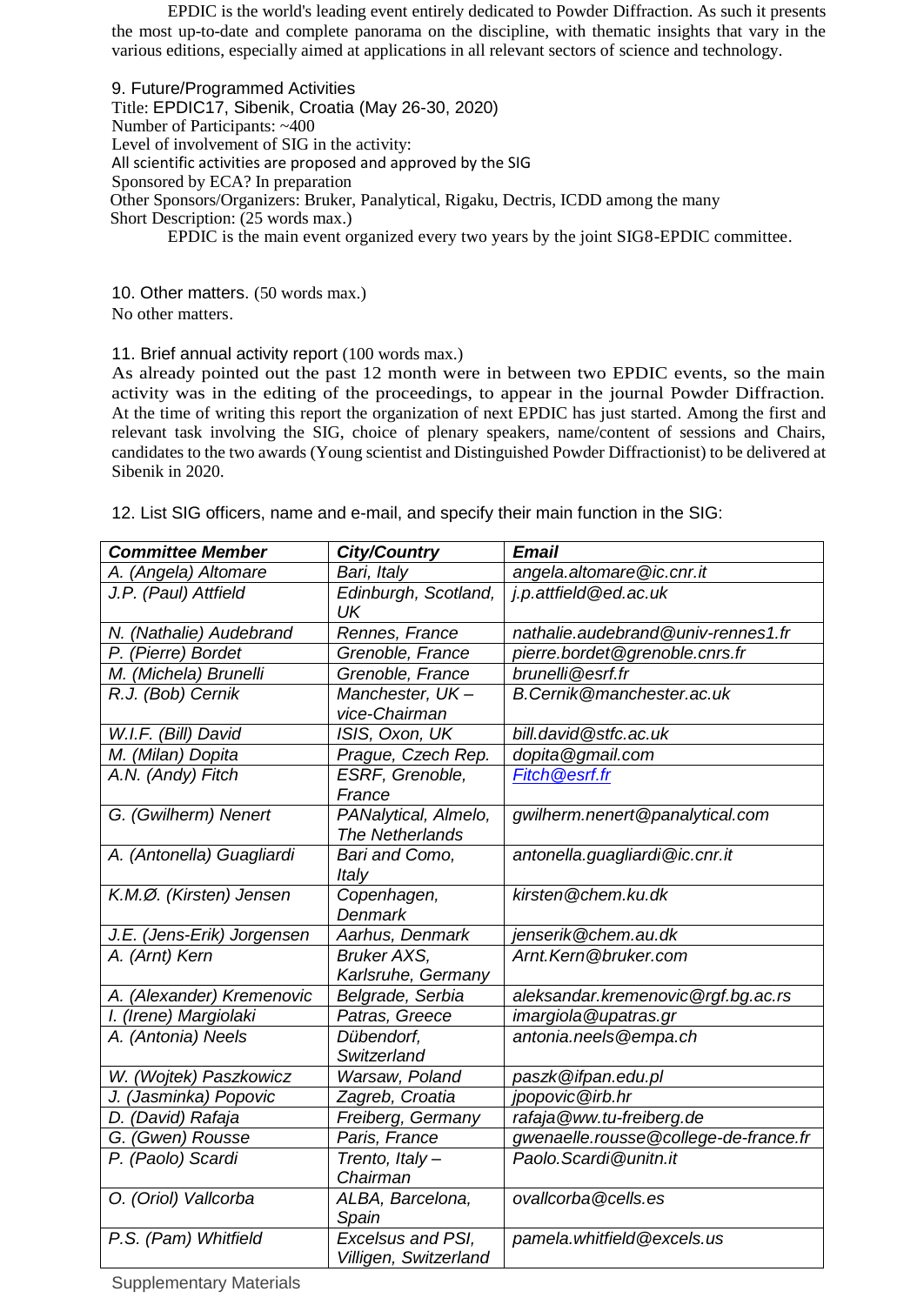EPDIC is the world's leading event entirely dedicated to Powder Diffraction. As such it presents the most up-to-date and complete panorama on the discipline, with thematic insights that vary in the various editions, especially aimed at applications in all relevant sectors of science and technology.

9. Future/Programmed Activities

Title: EPDIC17, Sibenik, Croatia (May 26-30, 2020)
Number of Participants: ~400
Level of involvement of SIG in the activity:
All scientific activities are proposed and approved by the SIG
Sponsored by ECA? In preparation
Other Sponsors/Organizers: Bruker, Panalytical, Rigaku, Dectris, ICDD among the many
Short Description: (25 words max.)

EPDIC is the main event organized every two years by the joint SIG8-EPDIC committee.

10. Other matters. (50 words max.)

No other matters.

11. Brief annual activity report (100 words max.)

As already pointed out the past 12 month were in between two EPDIC events, so the main activity was in the editing of the proceedings, to appear in the journal Powder Diffraction. At the time of writing this report the organization of next EPDIC has just started. Among the first and relevant task involving the SIG, choice of plenary speakers, name/content of sessions and Chairs, candidates to the two awards (Young scientist and Distinguished Powder Diffractionist) to be delivered at Sibenik in 2020.

12. List SIG officers, name and e-mail, and specify their main function in the SIG:

| ***Committee Member*** | ***City/Country*** | ***Email*** |
|---|---|---|
| *A. (Angela) Altomare* | *Bari, Italy* | *angela.altomare@ic.cnr.it* |
| *J.P. (Paul) Attfield* | *Edinburgh, Scotland, UK* | *j.p.attfield@ed.ac.uk* |
| *N. (Nathalie) Audebrand* | *Rennes, France* | *nathalie.audebrand@univ-rennes1.fr* |
| *P. (Pierre) Bordet* | *Grenoble, France* | *pierre.bordet@grenoble.cnrs.fr* |
| *M. (Michela) Brunelli* | *Grenoble, France* | *brunelli@esrf.fr* |
| *R.J. (Bob) Cernik* | *Manchester, UK – vice-Chairman* | *B.Cernik@manchester.ac.uk* |
| *W.I.F. (Bill) David* | *ISIS, Oxon, UK* | *bill.david@stfc.ac.uk* |
| *M. (Milan) Dopita* | *Prague, Czech Rep.* | *dopita@gmail.com* |
| *A.N. (Andy) Fitch* | *ESRF, Grenoble, France* | *Fitch@esrf.fr* |
| *G. (Gwilherm) Nenert* | *PANalytical, Almelo, The Netherlands* | *gwilherm.nenert@panalytical.com* |
| *A. (Antonella) Guagliardi* | *Bari and Como, Italy* | *antonella.guagliardi@ic.cnr.it* |
| *K.M.Ø. (Kirsten) Jensen* | *Copenhagen, Denmark* | *kirsten@chem.ku.dk* |
| *J.E. (Jens-Erik) Jorgensen* | *Aarhus, Denmark* | *jenserik@chem.au.dk* |
| *A. (Arnt) Kern* | *Bruker AXS, Karlsruhe, Germany* | *Arnt.Kern@bruker.com* |
| *A. (Alexander) Kremenovic* | *Belgrade, Serbia* | *aleksandar.kremenovic@rgf.bg.ac.rs* |
| *I. (Irene) Margiolaki* | *Patras, Greece* | *imargiola@upatras.gr* |
| *A. (Antonia) Neels* | *Dübendorf, Switzerland* | *antonia.neels@empa.ch* |
| *W. (Wojtek) Paszkowicz* | *Warsaw, Poland* | *paszk@ifpan.edu.pl* |
| *J. (Jasminka) Popovic* | *Zagreb, Croatia* | *jpopovic@irb.hr* |
| *D. (David) Rafaja* | *Freiberg, Germany* | *rafaja@ww.tu-freiberg.de* |
| *G. (Gwen) Rousse* | *Paris, France* | *gwenaelle.rousse@college-de-france.fr* |
| *P. (Paolo) Scardi* | *Trento, Italy – Chairman* | *Paolo.Scardi@unitn.it* |
| *O. (Oriol) Vallcorba* | *ALBA, Barcelona, Spain* | *ovallcorba@cells.es* |
| *P.S. (Pam) Whitfield* | *Excelsus and PSI, Villigen, Switzerland* | *pamela.whitfield@excels.us* |